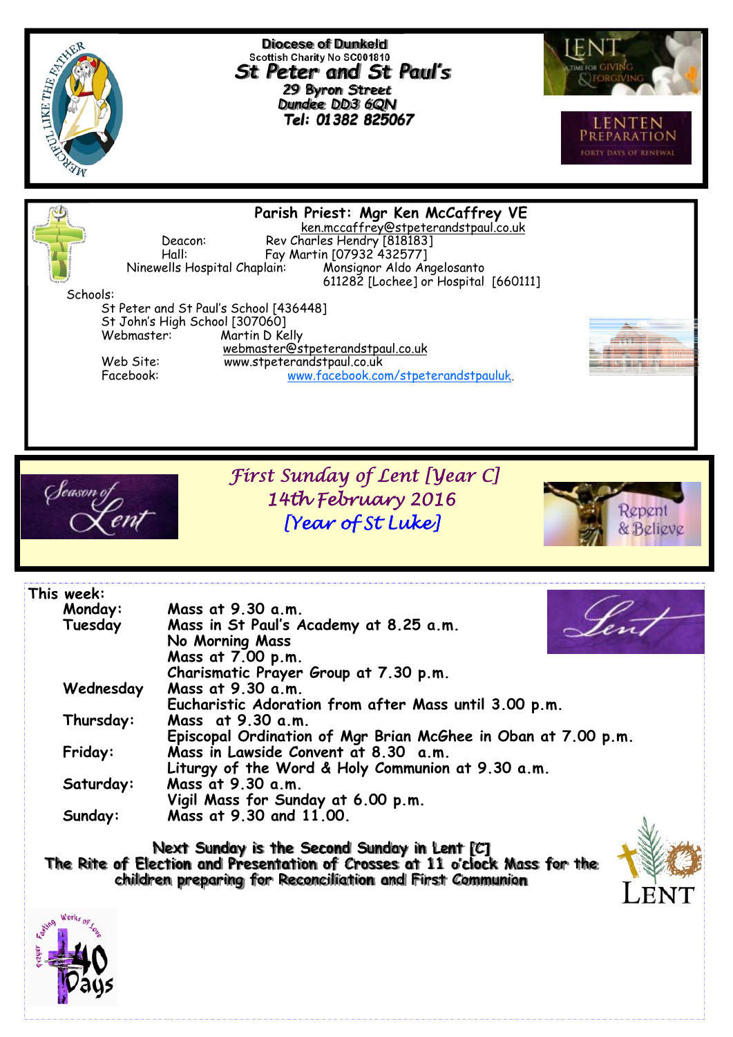**Diocese of Dunkeld**
Scottish Charity No SC001810

# St Peter and St Paul's

**29 Byron Street**
**Dundee DD3 6QN**
**Tel: 01382 825067**

**Parish Priest: Mgr Ken McCaffrey VE**
ken.mccaffrey@stpeterandstpaul.co.uk

Deacon: Rev Charles Hendry [818183]
Hall: Fay Martin [07932 432577]
Ninewells Hospital Chaplain: Monsignor Aldo Angelosanto
611282 [Lochee] or Hospital [660111]

Schools:
St Peter and St Paul's School [436448]
St John's High School [307060]
Webmaster: Martin D Kelly
webmaster@stpeterandstpaul.co.uk
Web Site: www.stpeterandstpaul.co.uk
Facebook: www.facebook.com/stpeterandstpauluk.

## *First Sunday of Lent [Year C]*
## *14th February 2016*
## *[Year of St Luke]*

**This week:**

| | |
|---|---|
| **Monday:** | **Mass at 9.30 a.m.** |
| **Tuesday** | **Mass in St Paul's Academy at 8.25 a.m.** |
| | **No Morning Mass** |
| | **Mass at 7.00 p.m.** |
| | **Charismatic Prayer Group at 7.30 p.m.** |
| **Wednesday** | **Mass at 9.30 a.m.** |
| | **Eucharistic Adoration from after Mass until 3.00 p.m.** |
| **Thursday:** | **Mass at 9.30 a.m.** |
| | **Episcopal Ordination of Mgr Brian McGhee in Oban at 7.00 p.m.** |
| **Friday:** | **Mass in Lawside Convent at 8.30 a.m.** |
| | **Liturgy of the Word & Holy Communion at 9.30 a.m.** |
| **Saturday:** | **Mass at 9.30 a.m.** |
| | **Vigil Mass for Sunday at 6.00 p.m.** |
| **Sunday:** | **Mass at 9.30 and 11.00.** |

**Next Sunday is the Second Sunday in Lent [C]**
**The Rite of Election and Presentation of Crosses at 11 o'clock Mass for the children preparing for Reconciliation and First Communion**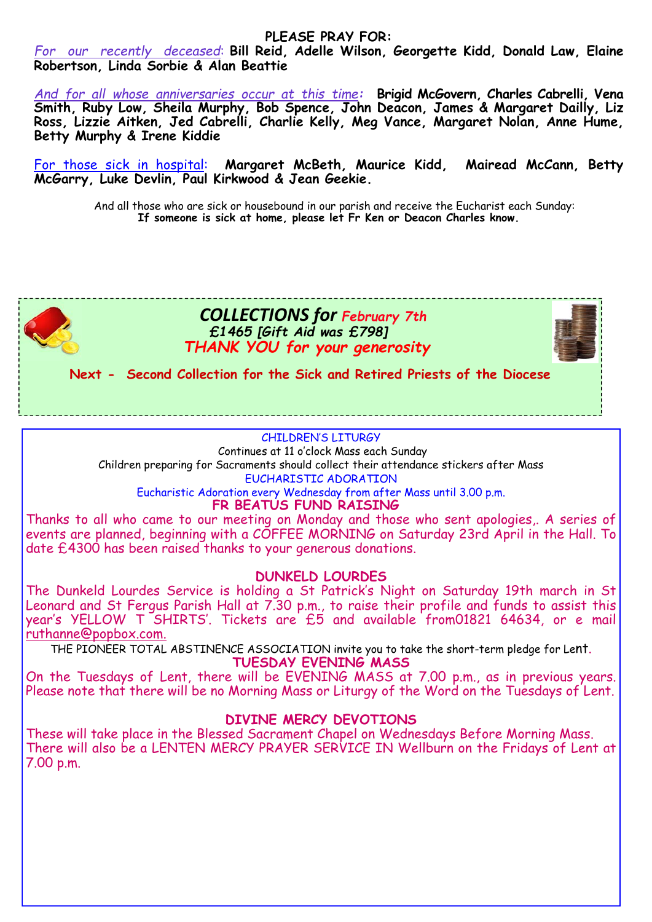## PLEASE PRAY FOR:

*For our recently deceased*: **Bill Reid, Adelle Wilson, Georgette Kidd, Donald Law, Elaine Robertson, Linda Sorbie & Alan Beattie**

*And for all whose anniversaries occur at this time:* **Brigid McGovern, Charles Cabrelli, Vena Smith, Ruby Low, Sheila Murphy, Bob Spence, John Deacon, James & Margaret Dailly, Liz Ross, Lizzie Aitken, Jed Cabrelli, Charlie Kelly, Meg Vance, Margaret Nolan, Anne Hume, Betty Murphy & Irene Kiddie**

For those sick in hospital: **Margaret McBeth, Maurice Kidd, Mairead McCann, Betty McGarry, Luke Devlin, Paul Kirkwood & Jean Geekie.**

And all those who are sick or housebound in our parish and receive the Eucharist each Sunday:
**If someone is sick at home, please let Fr Ken or Deacon Charles know.**

## *COLLECTIONS for February 7th*

***£1465 [Gift Aid was £798]***

***THANK YOU for your generosity***

**Next - Second Collection for the Sick and Retired Priests of the Diocese**

CHILDREN'S LITURGY

Continues at 11 o'clock Mass each Sunday
Children preparing for Sacraments should collect their attendance stickers after Mass

EUCHARISTIC ADORATION

Eucharistic Adoration every Wednesday from after Mass until 3.00 p.m.

**FR BEATUS FUND RAISING**

Thanks to all who came to our meeting on Monday and those who sent apologies,. A series of events are planned, beginning with a COFFEE MORNING on Saturday 23rd April in the Hall. To date £4300 has been raised thanks to your generous donations.

**DUNKELD LOURDES**

The Dunkeld Lourdes Service is holding a St Patrick's Night on Saturday 19th march in St Leonard and St Fergus Parish Hall at 7.30 p.m., to raise their profile and funds to assist this year's YELLOW T SHIRTS'. Tickets are £5 and available from01821 64634, or e mail ruthanne@popbox.com.

THE PIONEER TOTAL ABSTINENCE ASSOCIATION invite you to take the short-term pledge for Lent.

**TUESDAY EVENING MASS**

On the Tuesdays of Lent, there will be EVENING MASS at 7.00 p.m., as in previous years. Please note that there will be no Morning Mass or Liturgy of the Word on the Tuesdays of Lent.

**DIVINE MERCY DEVOTIONS**

These will take place in the Blessed Sacrament Chapel on Wednesdays Before Morning Mass. There will also be a LENTEN MERCY PRAYER SERVICE IN Wellburn on the Fridays of Lent at 7.00 p.m.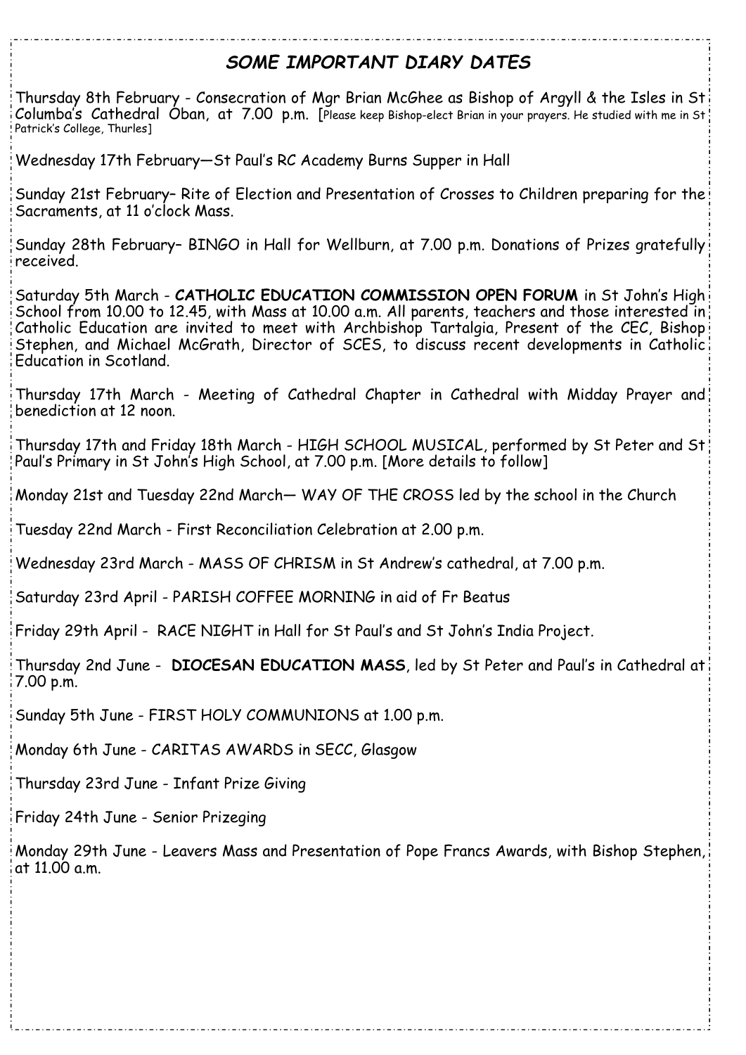## *SOME IMPORTANT DIARY DATES*

Thursday 8th February - Consecration of Mgr Brian McGhee as Bishop of Argyll & the Isles in St Columba's Cathedral Oban, at 7.00 p.m. [Please keep Bishop-elect Brian in your prayers. He studied with me in St Patrick's College, Thurles]

Wednesday 17th February—St Paul's RC Academy Burns Supper in Hall

Sunday 21st February– Rite of Election and Presentation of Crosses to Children preparing for the Sacraments, at 11 o'clock Mass.

Sunday 28th February– BINGO in Hall for Wellburn, at 7.00 p.m. Donations of Prizes gratefully received.

Saturday 5th March - **CATHOLIC EDUCATION COMMISSION OPEN FORUM** in St John's High School from 10.00 to 12.45, with Mass at 10.00 a.m. All parents, teachers and those interested in Catholic Education are invited to meet with Archbishop Tartalgia, Present of the CEC, Bishop Stephen, and Michael McGrath, Director of SCES, to discuss recent developments in Catholic Education in Scotland.

Thursday 17th March - Meeting of Cathedral Chapter in Cathedral with Midday Prayer and benediction at 12 noon.

Thursday 17th and Friday 18th March - HIGH SCHOOL MUSICAL, performed by St Peter and St Paul's Primary in St John's High School, at 7.00 p.m. [More details to follow]

Monday 21st and Tuesday 22nd March— WAY OF THE CROSS led by the school in the Church

Tuesday 22nd March - First Reconciliation Celebration at 2.00 p.m.

Wednesday 23rd March - MASS OF CHRISM in St Andrew's cathedral, at 7.00 p.m.

Saturday 23rd April - PARISH COFFEE MORNING in aid of Fr Beatus

Friday 29th April - RACE NIGHT in Hall for St Paul's and St John's India Project.

Thursday 2nd June - **DIOCESAN EDUCATION MASS**, led by St Peter and Paul's in Cathedral at 7.00 p.m.

Sunday 5th June - FIRST HOLY COMMUNIONS at 1.00 p.m.

Monday 6th June - CARITAS AWARDS in SECC, Glasgow

Thursday 23rd June - Infant Prize Giving

Friday 24th June - Senior Prizeging

Monday 29th June - Leavers Mass and Presentation of Pope Francs Awards, with Bishop Stephen, at 11.00 a.m.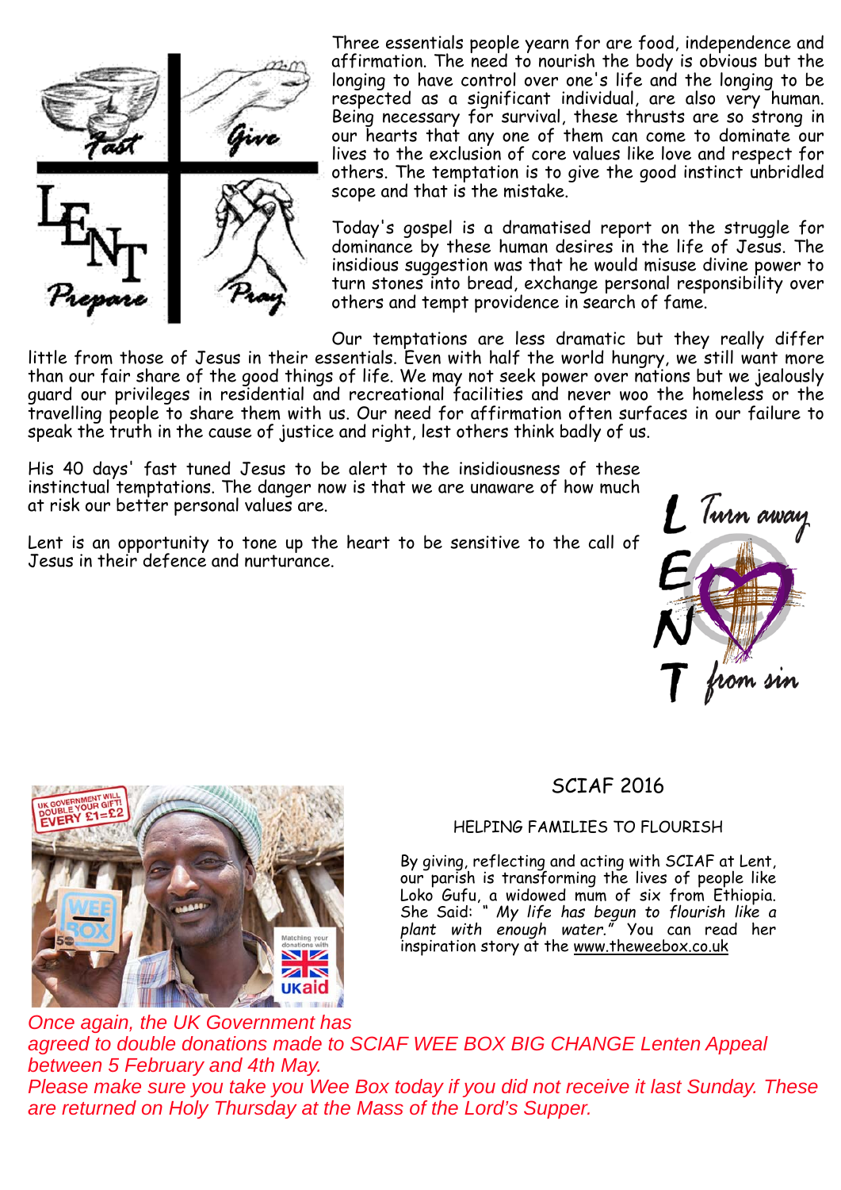Three essentials people yearn for are food, independence and affirmation. The need to nourish the body is obvious but the longing to have control over one's life and the longing to be respected as a significant individual, are also very human. Being necessary for survival, these thrusts are so strong in our hearts that any one of them can come to dominate our lives to the exclusion of core values like love and respect for others. The temptation is to give the good instinct unbridled scope and that is the mistake.

Today's gospel is a dramatised report on the struggle for dominance by these human desires in the life of Jesus. The insidious suggestion was that he would misuse divine power to turn stones into bread, exchange personal responsibility over others and tempt providence in search of fame.

Our temptations are less dramatic but they really differ little from those of Jesus in their essentials. Even with half the world hungry, we still want more than our fair share of the good things of life. We may not seek power over nations but we jealously guard our privileges in residential and recreational facilities and never woo the homeless or the travelling people to share them with us. Our need for affirmation often surfaces in our failure to speak the truth in the cause of justice and right, lest others think badly of us.

His 40 days' fast tuned Jesus to be alert to the insidiousness of these instinctual temptations. The danger now is that we are unaware of how much at risk our better personal values are.

Lent is an opportunity to tone up the heart to be sensitive to the call of Jesus in their defence and nurturance.

## SCIAF 2016

### HELPING FAMILIES TO FLOURISH

By giving, reflecting and acting with SCIAF at Lent, our parish is transforming the lives of people like Loko Gufu, a widowed mum of six from Ethiopia. She Said: " *My life has begun to flourish like a plant with enough water."* You can read her inspiration story at the www.theweebox.co.uk

*Once again, the UK Government has agreed to double donations made to SCIAF WEE BOX BIG CHANGE Lenten Appeal between 5 February and 4th May.*

*Please make sure you take you Wee Box today if you did not receive it last Sunday. These are returned on Holy Thursday at the Mass of the Lord's Supper.*